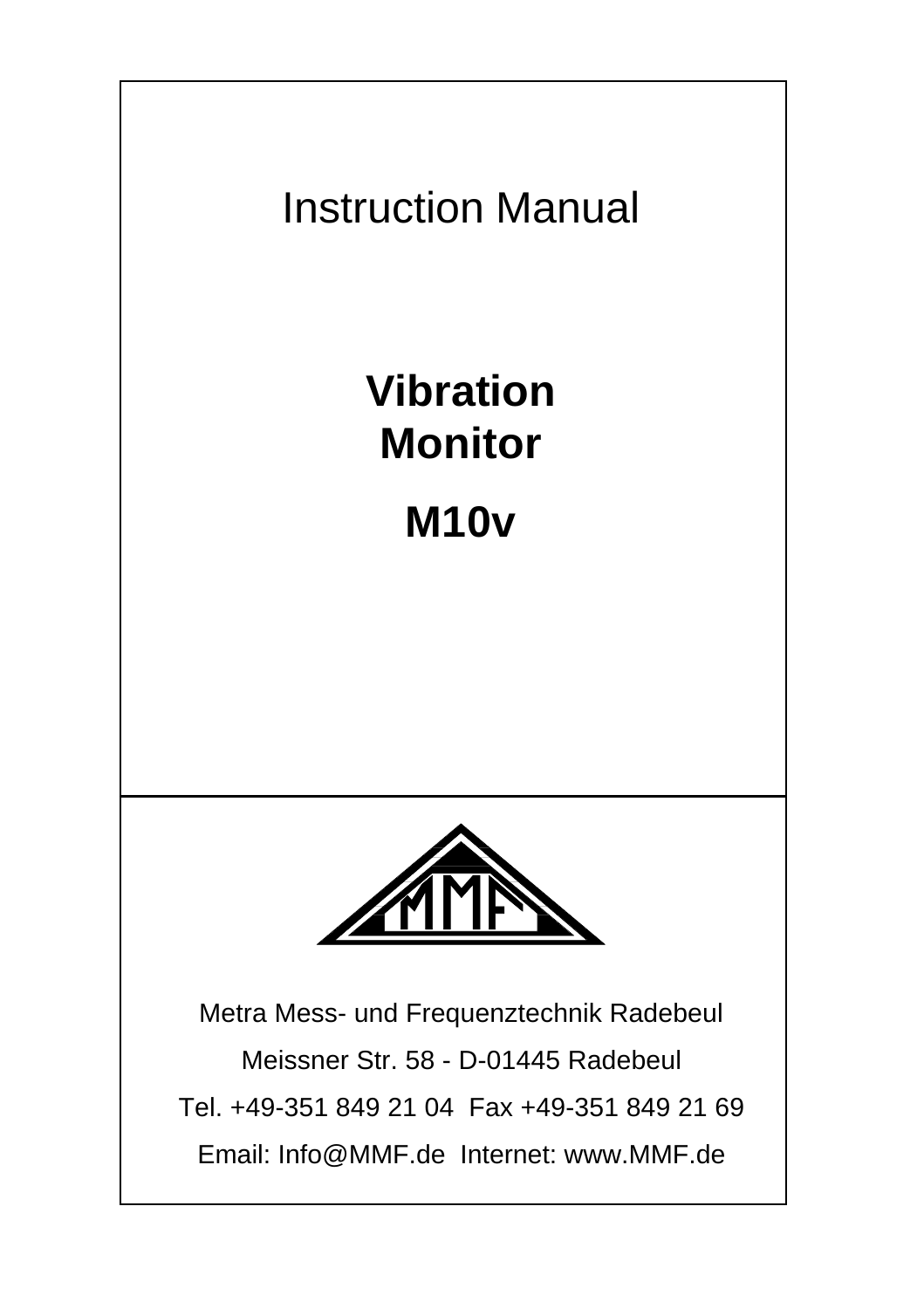# Instruction Manual

**Vibration Monitor**

**M10v**

Metra Mess- und Frequenztechnik Radebeul

Meissner Str. 58 - D-01445 Radebeul

Tel. +49-351 849 21 04  Fax +49-351 849 21 69

Email: Info@MMF.de  Internet: www.MMF.de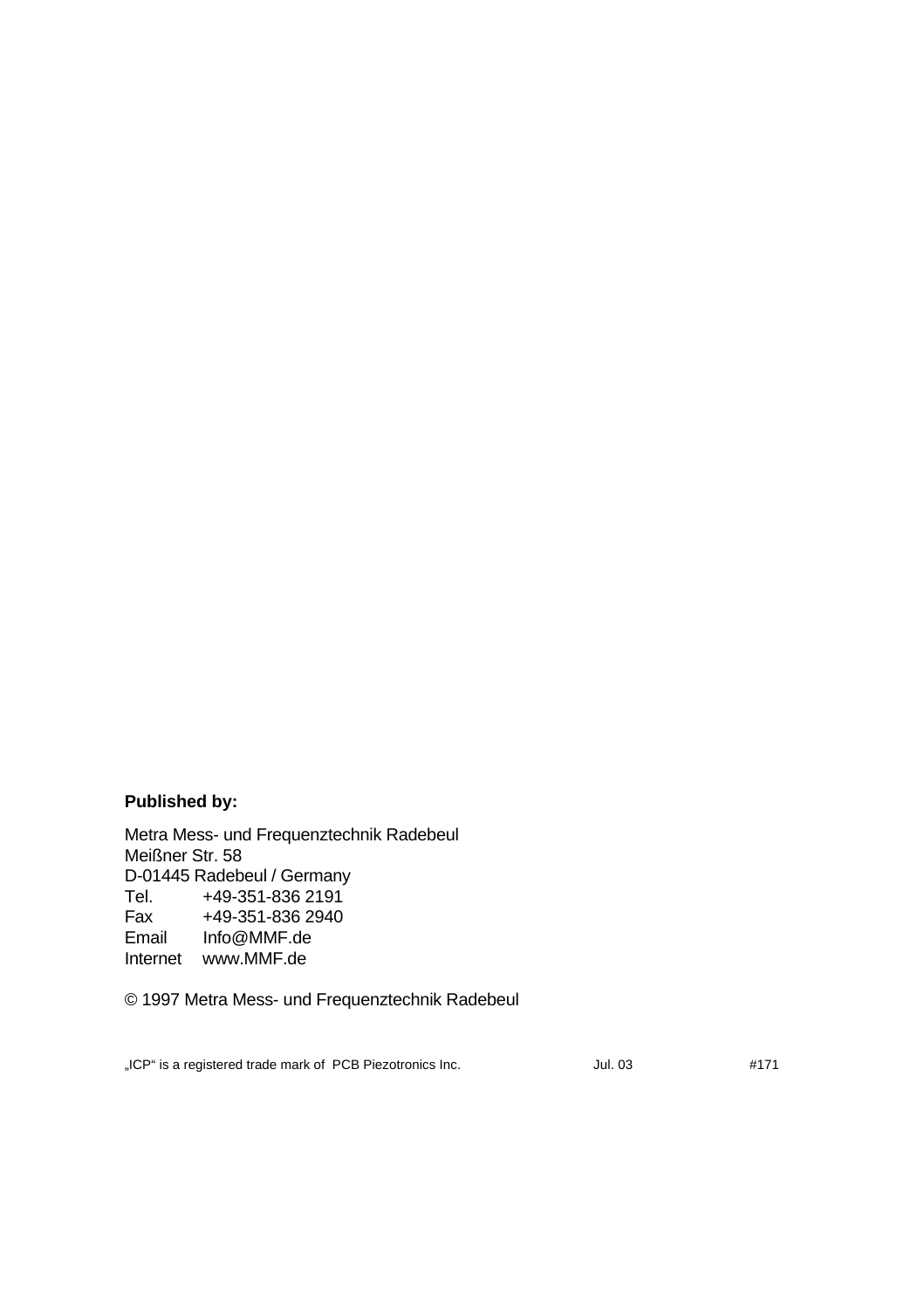**Published by:**

Metra Mess- und Frequenztechnik Radebeul
Meißner Str. 58
D-01445 Radebeul / Germany
Tel. +49-351-836 2191
Fax +49-351-836 2940
Email Info@MMF.de
Internet www.MMF.de

© 1997 Metra Mess- und Frequenztechnik Radebeul

„ICP“ is a registered trade mark of PCB Piezotronics Inc. Jul. 03 #171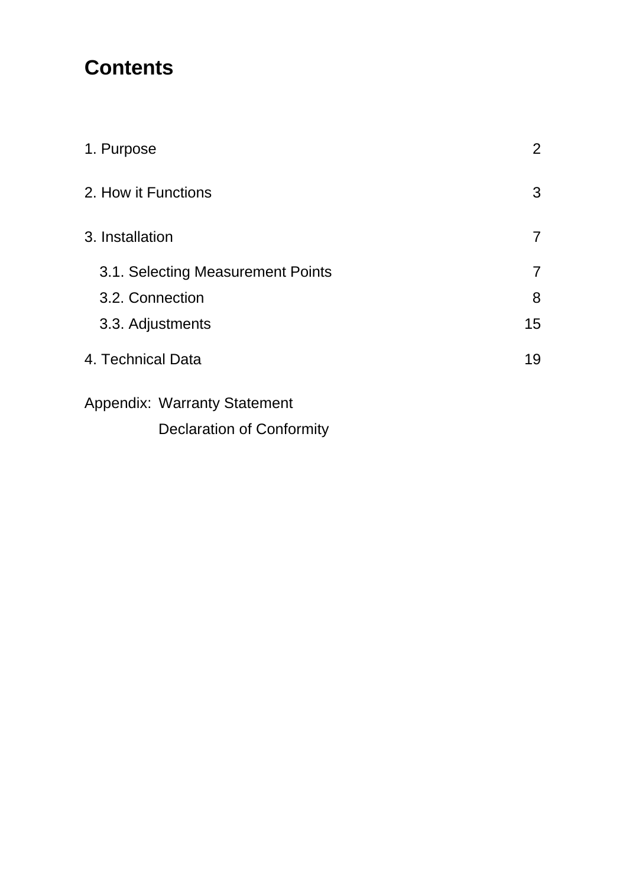# Contents

| | |
|---|---|
| 1. Purpose | 2 |
| 2. How it Functions | 3 |
| 3. Installation | 7 |
| 3.1. Selecting Measurement Points | 7 |
| 3.2. Connection | 8 |
| 3.3. Adjustments | 15 |
| 4. Technical Data | 19 |

Appendix: Warranty Statement

Declaration of Conformity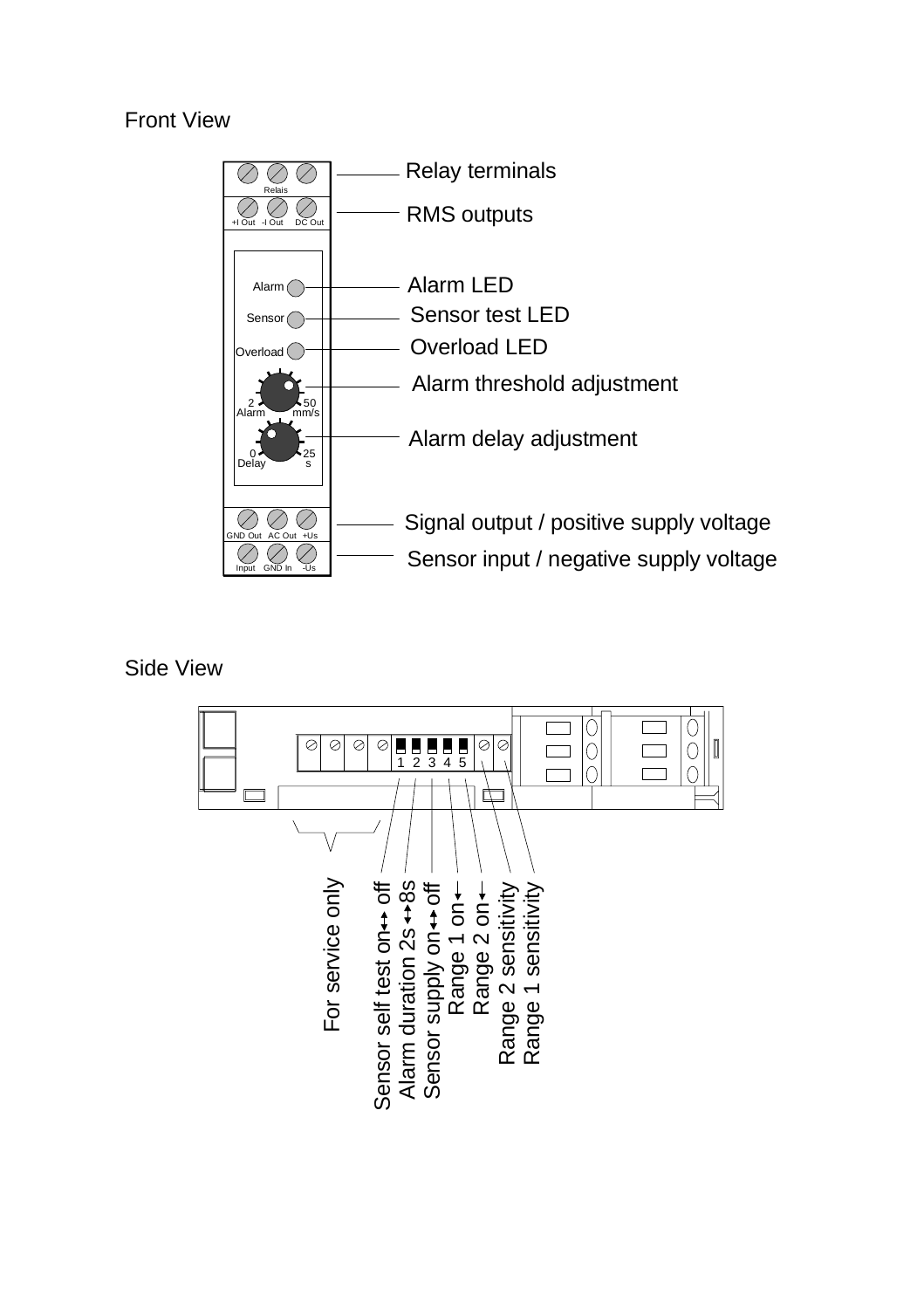## Front View

Relais

+I Out -I Out DC Out

Alarm

Sensor

Overload

2 50
Alarm mm/s

0 25
Delay s

GND Out AC Out +Us

Input GND In -Us

Relay terminals

RMS outputs

Alarm LED

Sensor test LED

Overload LED

Alarm threshold adjustment

Alarm delay adjustment

Signal output / positive supply voltage

Sensor input / negative supply voltage

## Side View

1 2 3 4 5

For service only

Sensor self test on↔ off

Alarm duration 2s↔8s

Sensor supply on↔ off

Range 1 on←

Range 2 on←

Range 2 sensitivity

Range 1 sensitivity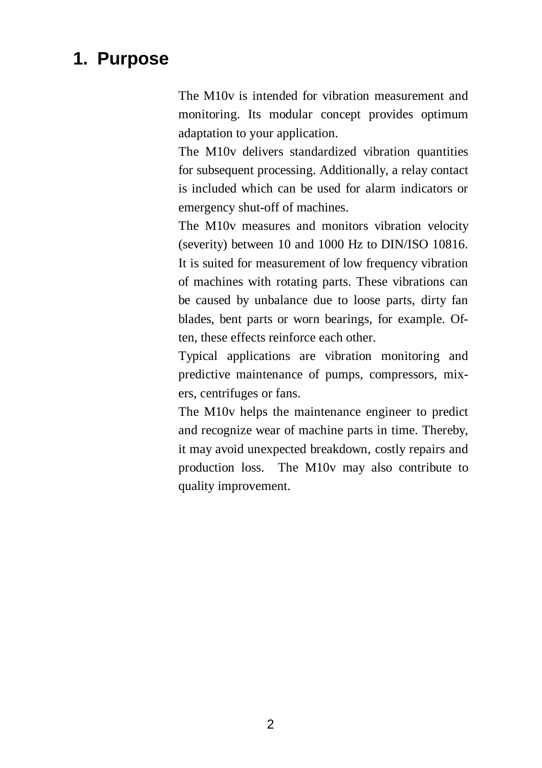# 1. Purpose

The M10v is intended for vibration measurement and monitoring. Its modular concept provides optimum adaptation to your application.

The M10v delivers standardized vibration quantities for subsequent processing. Additionally, a relay contact is included which can be used for alarm indicators or emergency shut-off of machines.

The M10v measures and monitors vibration velocity (severity) between 10 and 1000 Hz to DIN/ISO 10816. It is suited for measurement of low frequency vibration of machines with rotating parts. These vibrations can be caused by unbalance due to loose parts, dirty fan blades, bent parts or worn bearings, for example. Often, these effects reinforce each other.

Typical applications are vibration monitoring and predictive maintenance of pumps, compressors, mixers, centrifuges or fans.

The M10v helps the maintenance engineer to predict and recognize wear of machine parts in time. Thereby, it may avoid unexpected breakdown, costly repairs and production loss. The M10v may also contribute to quality improvement.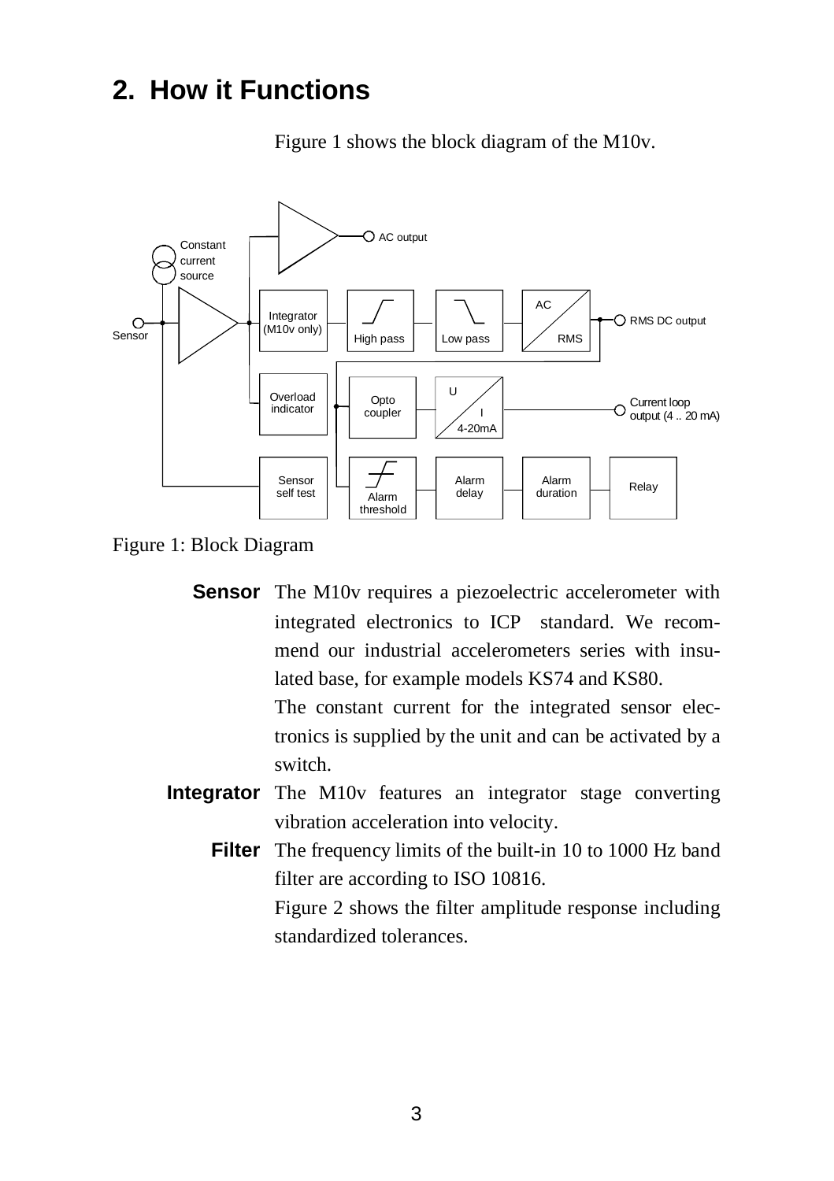## 2. How it Functions

Figure 1 shows the block diagram of the M10v.

AC output
Constant current source
Sensor
Integrator (M10v only)
High pass
Low pass
AC
RMS
RMS DC output
Overload indicator
Opto coupler
U
I
4-20mA
Current loop output (4 .. 20 mA)
Sensor self test
Alarm threshold
Alarm delay
Alarm duration
Relay

Figure 1: Block Diagram

**Sensor** The M10v requires a piezoelectric accelerometer with integrated electronics to ICP standard. We recommend our industrial accelerometers series with insulated base, for example models KS74 and KS80.

The constant current for the integrated sensor electronics is supplied by the unit and can be activated by a switch.

**Integrator** The M10v features an integrator stage converting vibration acceleration into velocity.

**Filter** The frequency limits of the built-in 10 to 1000 Hz band filter are according to ISO 10816.

Figure 2 shows the filter amplitude response including standardized tolerances.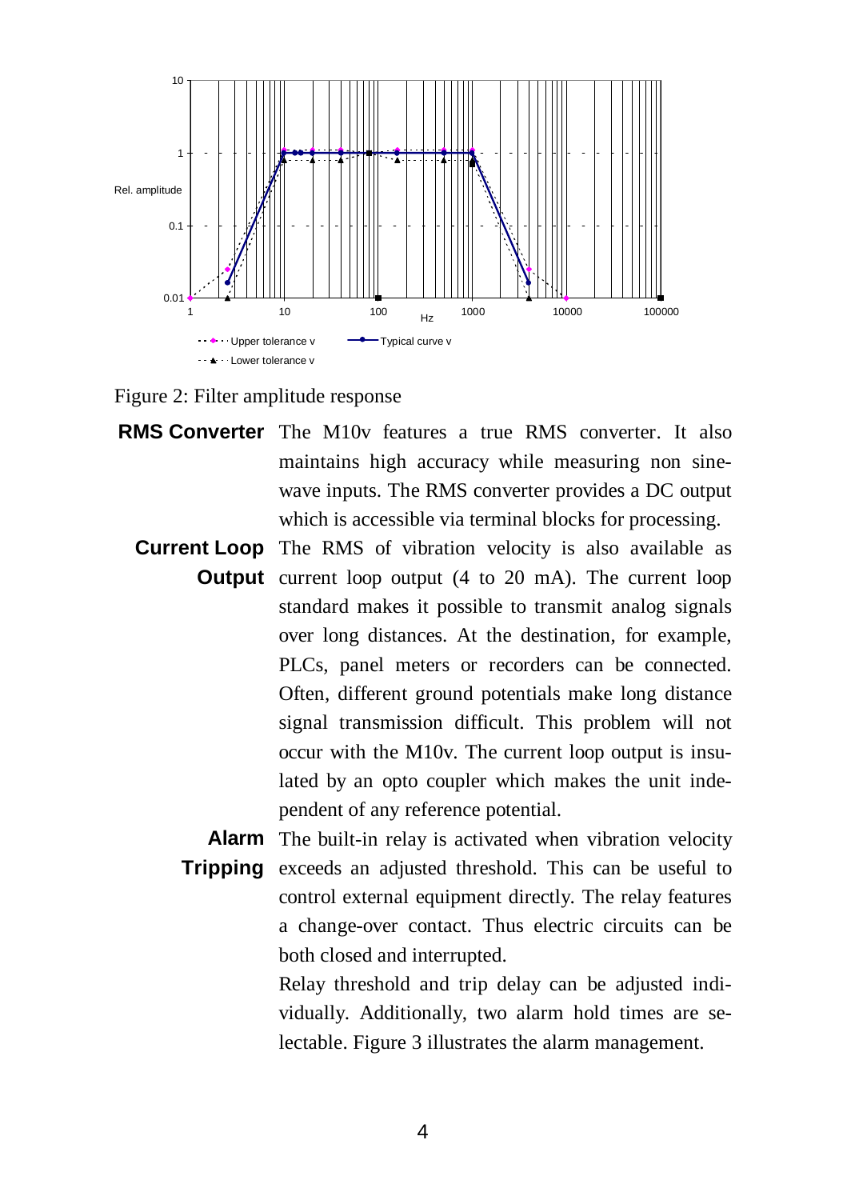10

1

Rel. amplitude

0.1

0.01

1 10 100 1000 10000 100000

Hz

Upper tolerance v

Typical curve v

Lower tolerance v

Figure 2: Filter amplitude response

**RMS Converter** The M10v features a true RMS converter. It also maintains high accuracy while measuring non sine-wave inputs. The RMS converter provides a DC output which is accessible via terminal blocks for processing.

**Current Loop Output** The RMS of vibration velocity is also available as current loop output (4 to 20 mA). The current loop standard makes it possible to transmit analog signals over long distances. At the destination, for example, PLCs, panel meters or recorders can be connected. Often, different ground potentials make long distance signal transmission difficult. This problem will not occur with the M10v. The current loop output is insulated by an opto coupler which makes the unit independent of any reference potential.

**Alarm Tripping** The built-in relay is activated when vibration velocity exceeds an adjusted threshold. This can be useful to control external equipment directly. The relay features a change-over contact. Thus electric circuits can be both closed and interrupted.

Relay threshold and trip delay can be adjusted individually. Additionally, two alarm hold times are selectable. Figure 3 illustrates the alarm management.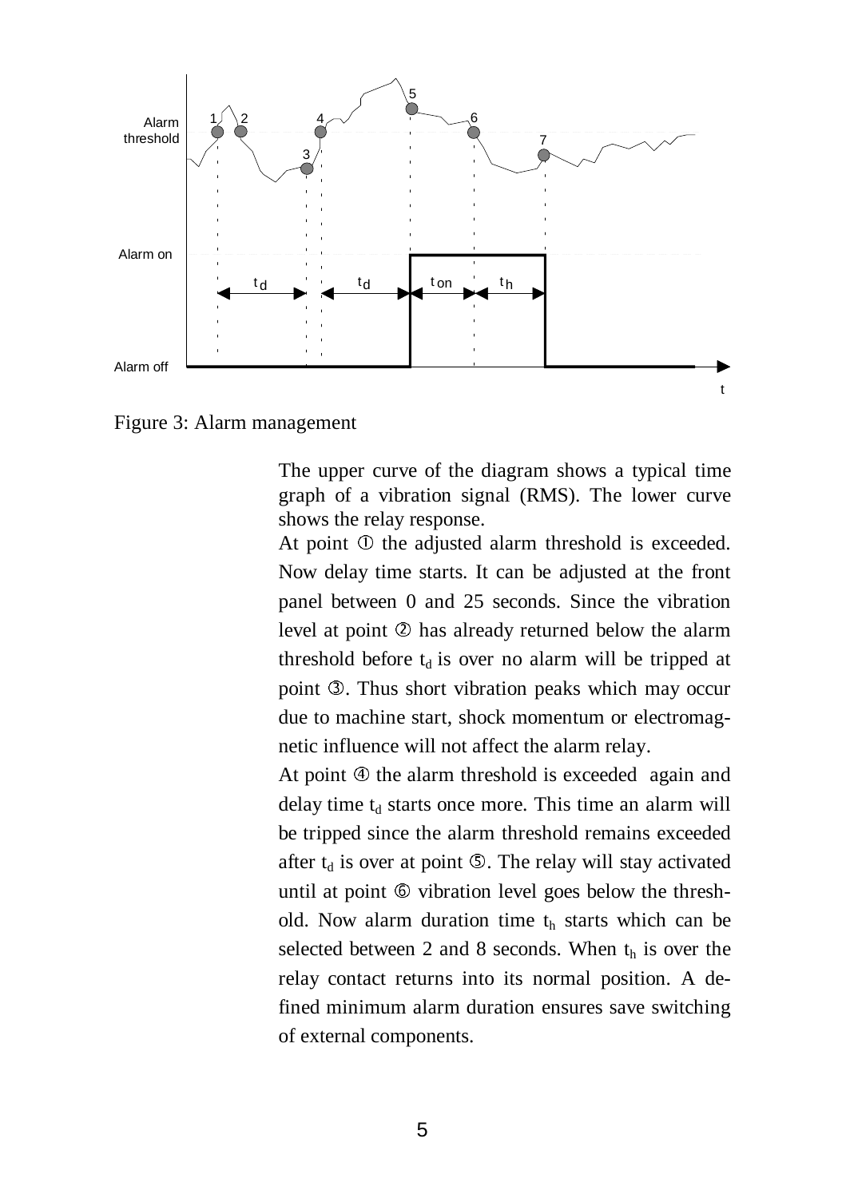Alarm threshold

Alarm on

Alarm off

1 2 3 4 5 6 7

$t_d$ $t_d$ $t_{on}$ $t_h$

t

Figure 3: Alarm management

The upper curve of the diagram shows a typical time graph of a vibration signal (RMS). The lower curve shows the relay response.

At point ① the adjusted alarm threshold is exceeded. Now delay time starts. It can be adjusted at the front panel between 0 and 25 seconds. Since the vibration level at point ② has already returned below the alarm threshold before $t_d$ is over no alarm will be tripped at point ③. Thus short vibration peaks which may occur due to machine start, shock momentum or electromagnetic influence will not affect the alarm relay.

At point ④ the alarm threshold is exceeded again and delay time $t_d$ starts once more. This time an alarm will be tripped since the alarm threshold remains exceeded after $t_d$ is over at point ⑤. The relay will stay activated until at point ⑥ vibration level goes below the threshold. Now alarm duration time $t_h$ starts which can be selected between 2 and 8 seconds. When $t_h$ is over the relay contact returns into its normal position. A defined minimum alarm duration ensures save switching of external components.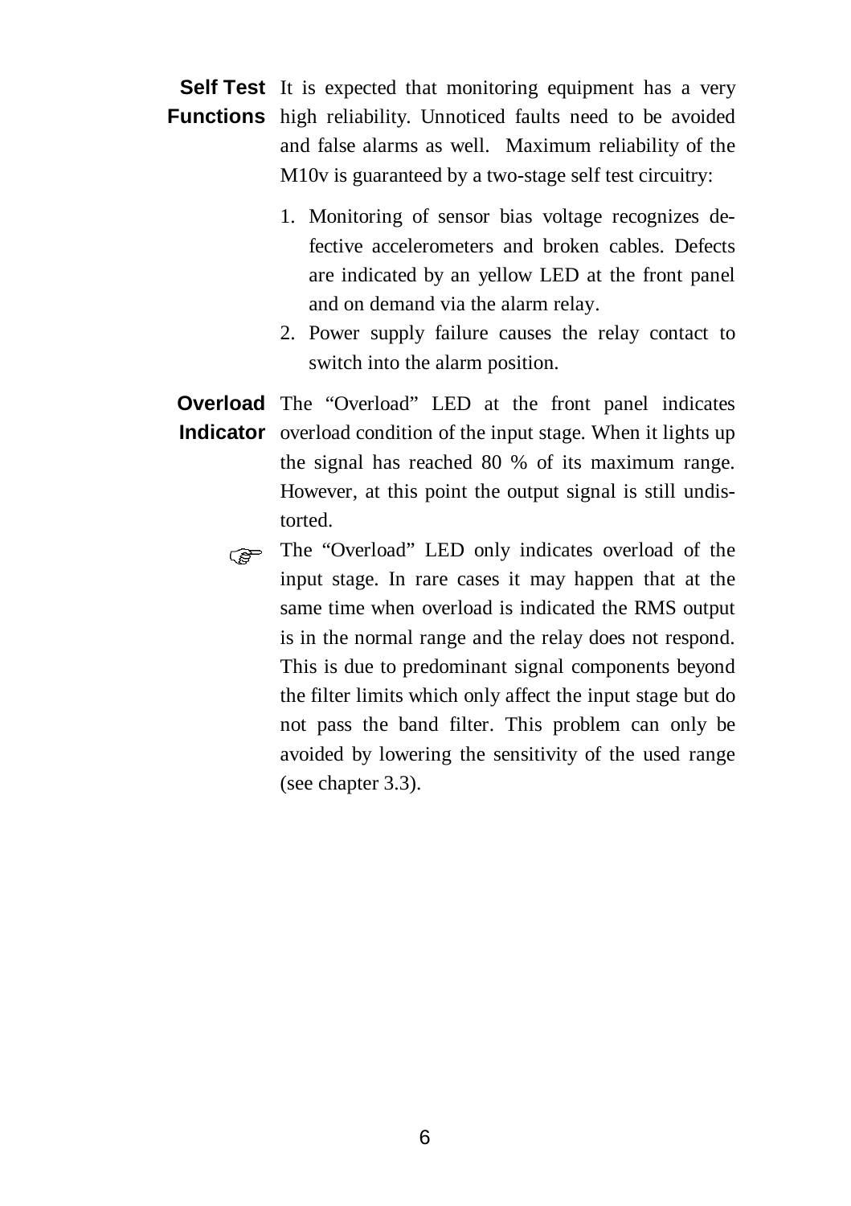**Self Test Functions**

It is expected that monitoring equipment has a very high reliability. Unnoticed faults need to be avoided and false alarms as well. Maximum reliability of the M10v is guaranteed by a two-stage self test circuitry:

1. Monitoring of sensor bias voltage recognizes defective accelerometers and broken cables. Defects are indicated by an yellow LED at the front panel and on demand via the alarm relay.
2. Power supply failure causes the relay contact to switch into the alarm position.

**Overload Indicator**

The “Overload” LED at the front panel indicates overload condition of the input stage. When it lights up the signal has reached 80 % of its maximum range. However, at this point the output signal is still undistorted.

☞ The “Overload” LED only indicates overload of the input stage. In rare cases it may happen that at the same time when overload is indicated the RMS output is in the normal range and the relay does not respond. This is due to predominant signal components beyond the filter limits which only affect the input stage but do not pass the band filter. This problem can only be avoided by lowering the sensitivity of the used range (see chapter 3.3).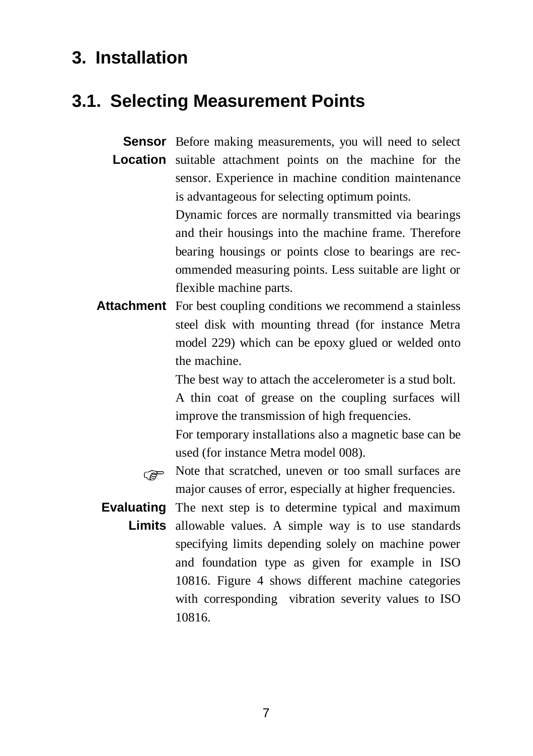# 3. Installation

## 3.1. Selecting Measurement Points

**Sensor Location** Before making measurements, you will need to select suitable attachment points on the machine for the sensor. Experience in machine condition maintenance is advantageous for selecting optimum points.

Dynamic forces are normally transmitted via bearings and their housings into the machine frame. Therefore bearing housings or points close to bearings are recommended measuring points. Less suitable are light or flexible machine parts.

**Attachment** For best coupling conditions we recommend a stainless steel disk with mounting thread (for instance Metra model 229) which can be epoxy glued or welded onto the machine.

The best way to attach the accelerometer is a stud bolt.

A thin coat of grease on the coupling surfaces will improve the transmission of high frequencies.

For temporary installations also a magnetic base can be used (for instance Metra model 008).

☞ Note that scratched, uneven or too small surfaces are major causes of error, especially at higher frequencies.

**Evaluating Limits** The next step is to determine typical and maximum allowable values. A simple way is to use standards specifying limits depending solely on machine power and foundation type as given for example in ISO 10816. Figure 4 shows different machine categories with corresponding vibration severity values to ISO 10816.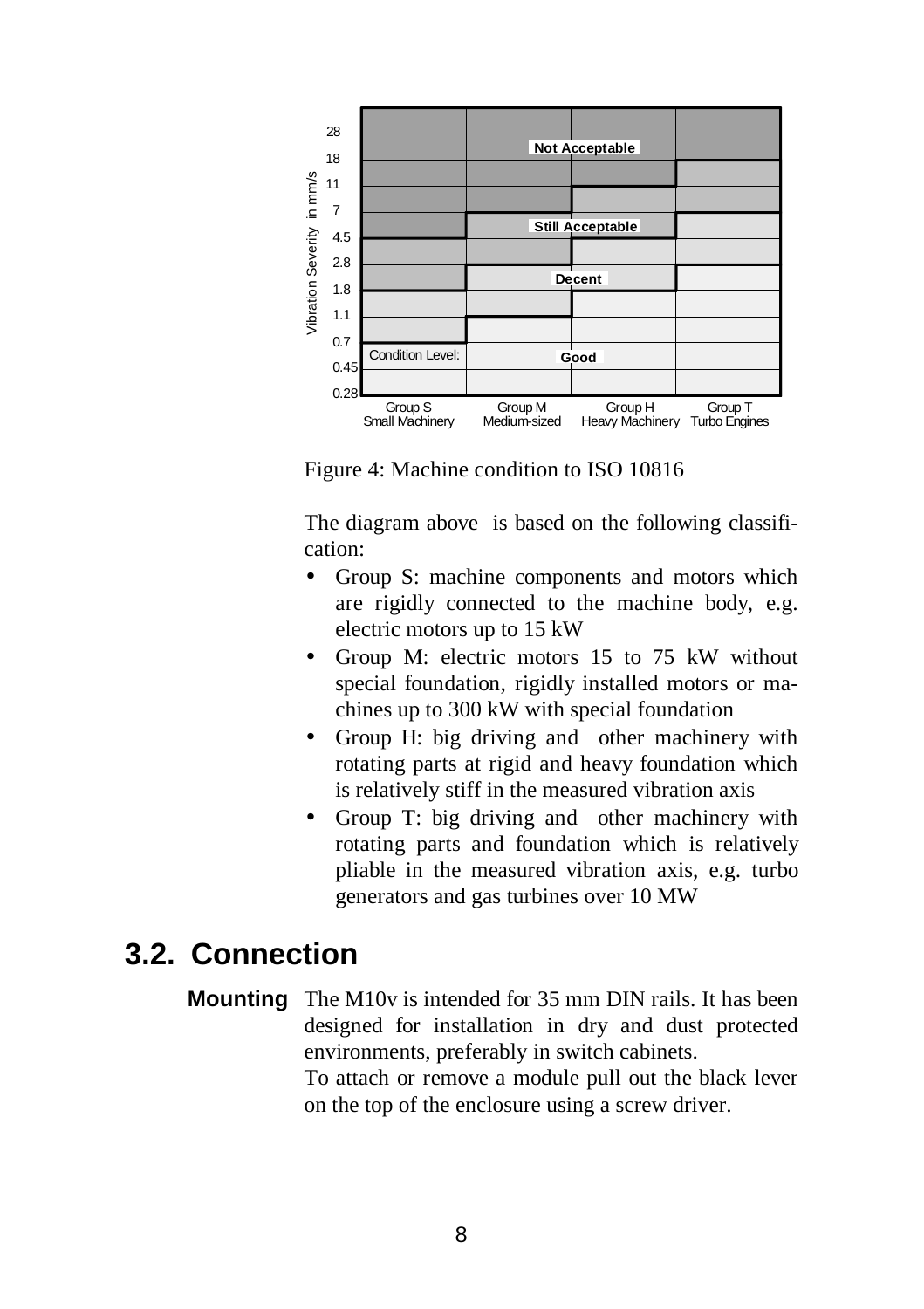Not Acceptable
Still Acceptable
Decent
Condition Level:
Good

Vibration Severity in mm/s

28
18
11
7
4.5
2.8
1.8
1.1
0.7
0.45
0.28

Group S
Small Machinery

Group M
Medium-sized

Group H
Heavy Machinery

Group T
Turbo Engines

Figure 4: Machine condition to ISO 10816

The diagram above is based on the following classification:

- Group S: machine components and motors which are rigidly connected to the machine body, e.g. electric motors up to 15 kW
- Group M: electric motors 15 to 75 kW without special foundation, rigidly installed motors or machines up to 300 kW with special foundation
- Group H: big driving and other machinery with rotating parts at rigid and heavy foundation which is relatively stiff in the measured vibration axis
- Group T: big driving and other machinery with rotating parts and foundation which is relatively pliable in the measured vibration axis, e.g. turbo generators and gas turbines over 10 MW

## 3.2. Connection

**Mounting** The M10v is intended for 35 mm DIN rails. It has been designed for installation in dry and dust protected environments, preferably in switch cabinets.
To attach or remove a module pull out the black lever on the top of the enclosure using a screw driver.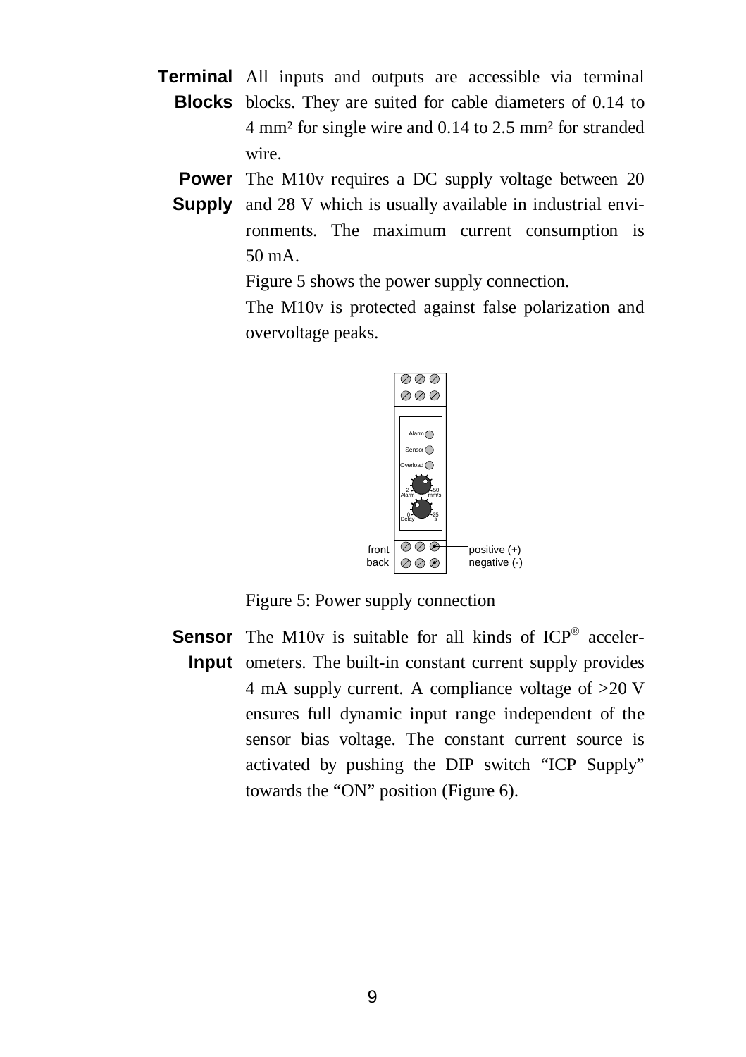**Terminal Blocks** All inputs and outputs are accessible via terminal blocks. They are suited for cable diameters of 0.14 to 4 mm² for single wire and 0.14 to 2.5 mm² for stranded wire.

**Power Supply** The M10v requires a DC supply voltage between 20 and 28 V which is usually available in industrial environments. The maximum current consumption is 50 mA.

Figure 5 shows the power supply connection.

The M10v is protected against false polarization and overvoltage peaks.

Alarm
Sensor
Overload
2
50
Alarm
mm/s
0
25
Delay
s
front
back
positive (+)
negative (-)

Figure 5: Power supply connection

**Sensor Input** The M10v is suitable for all kinds of ICP® accelerometers. The built-in constant current supply provides 4 mA supply current. A compliance voltage of >20 V ensures full dynamic input range independent of the sensor bias voltage. The constant current source is activated by pushing the DIP switch “ICP Supply” towards the “ON” position (Figure 6).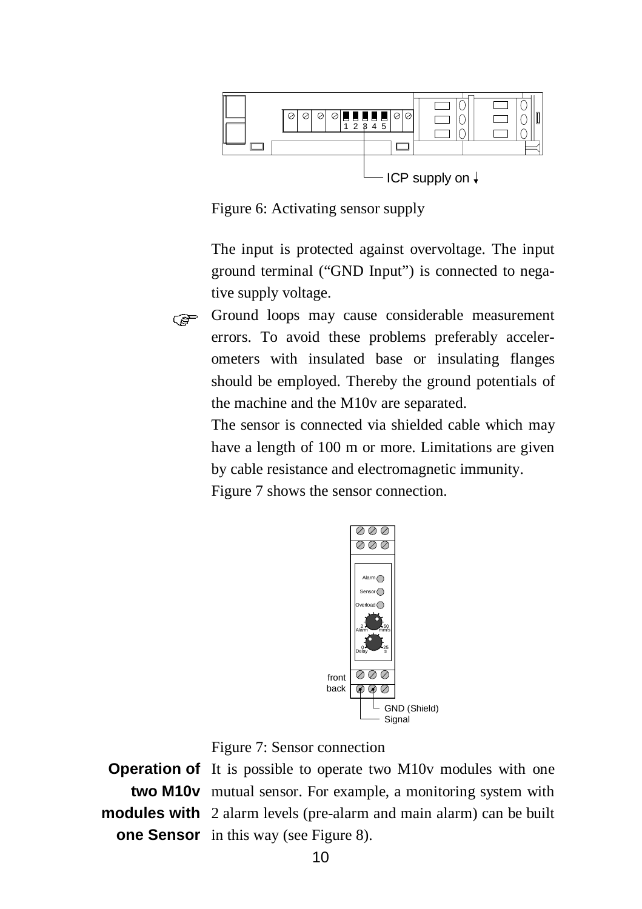ICP supply on ↓

Figure 6: Activating sensor supply

The input is protected against overvoltage. The input ground terminal ("GND Input") is connected to negative supply voltage.

☞ Ground loops may cause considerable measurement errors. To avoid these problems preferably accelerometers with insulated base or insulating flanges should be employed. Thereby the ground potentials of the machine and the M10v are separated.

The sensor is connected via shielded cable which may have a length of 100 m or more. Limitations are given by cable resistance and electromagnetic immunity.

Figure 7 shows the sensor connection.

Alarm
Sensor
Overload
2 Alarm 50 mm/s
0 Delay 25 s
front
back
GND (Shield)
Signal

Figure 7: Sensor connection

**Operation of two M10v modules with one Sensor**

It is possible to operate two M10v modules with one mutual sensor. For example, a monitoring system with 2 alarm levels (pre-alarm and main alarm) can be built in this way (see Figure 8).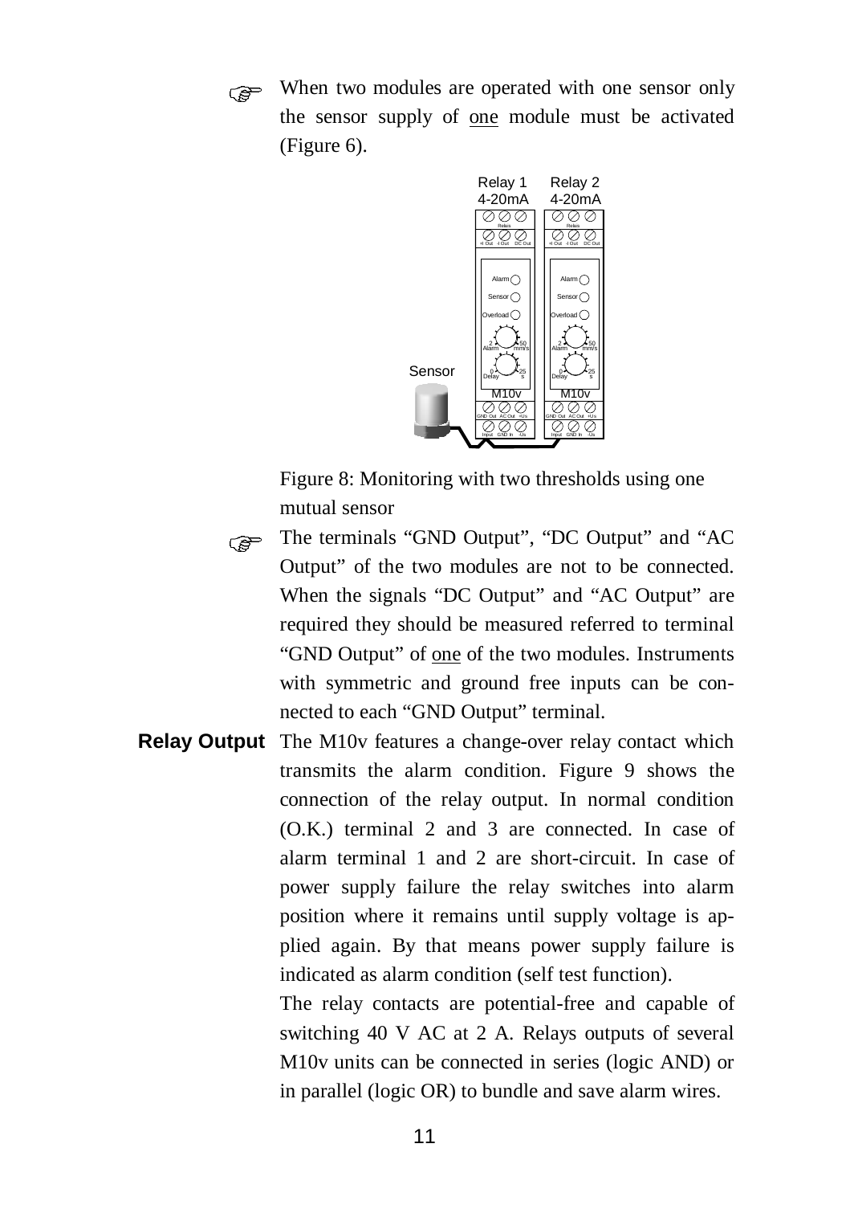☞ When two modules are operated with one sensor only the sensor supply of one module must be activated (Figure 6).

Relay 1
4-20mA

Relay 2
4-20mA

Sensor

M10v

M10v

Figure 8: Monitoring with two thresholds using one mutual sensor

☞ The terminals “GND Output”, “DC Output” and “AC Output” of the two modules are not to be connected. When the signals “DC Output” and “AC Output” are required they should be measured referred to terminal “GND Output” of one of the two modules. Instruments with symmetric and ground free inputs can be connected to each “GND Output” terminal.

**Relay Output** The M10v features a change-over relay contact which transmits the alarm condition. Figure 9 shows the connection of the relay output. In normal condition (O.K.) terminal 2 and 3 are connected. In case of alarm terminal 1 and 2 are short-circuit. In case of power supply failure the relay switches into alarm position where it remains until supply voltage is applied again. By that means power supply failure is indicated as alarm condition (self test function).

The relay contacts are potential-free and capable of switching 40 V AC at 2 A. Relays outputs of several M10v units can be connected in series (logic AND) or in parallel (logic OR) to bundle and save alarm wires.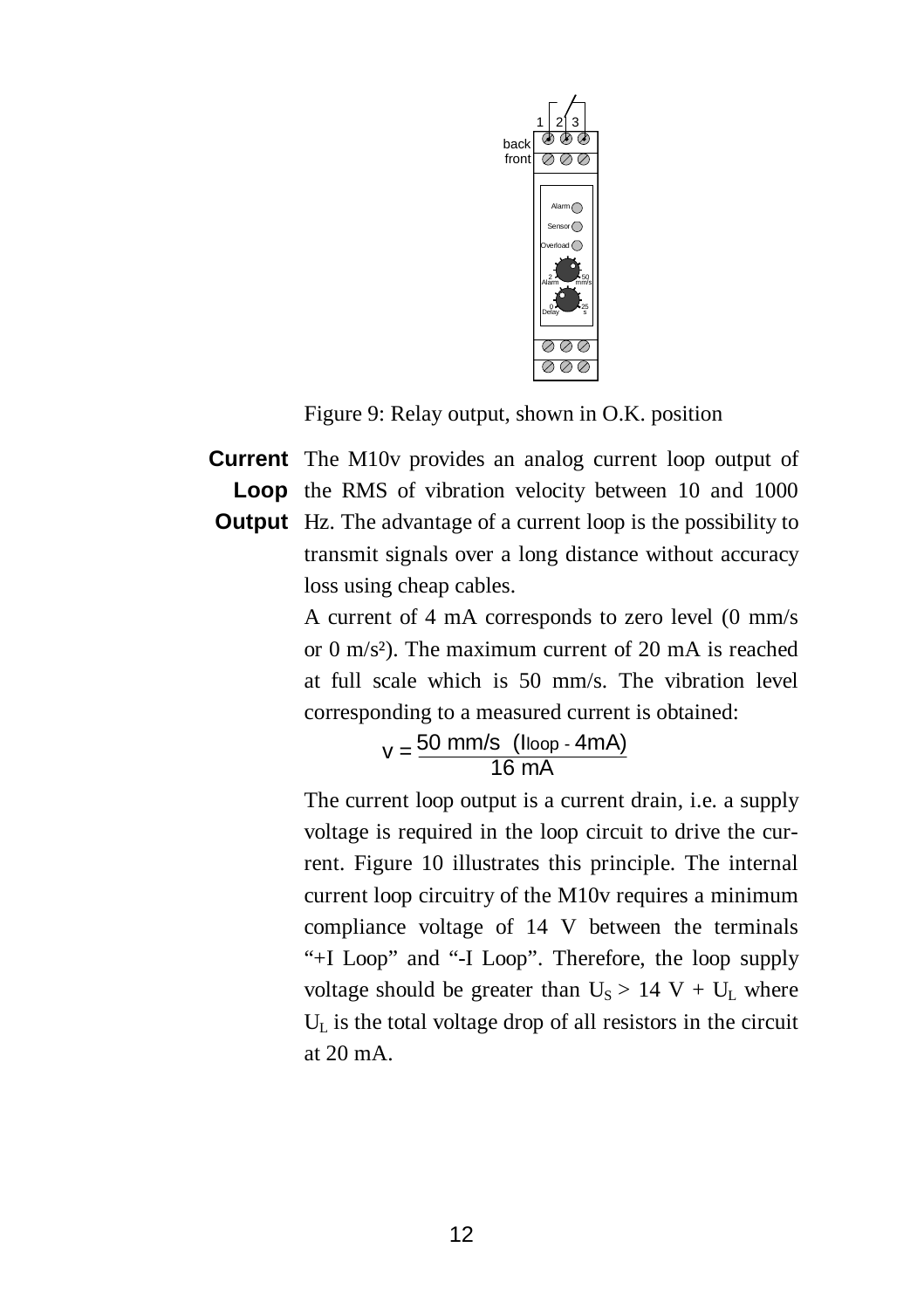1 2 3

back

front

Alarm

Sensor

Overload

2 Alarm 50 mm/s

0 Delay 25 s

Figure 9: Relay output, shown in O.K. position

**Current Loop Output** The M10v provides an analog current loop output of the RMS of vibration velocity between 10 and 1000 Hz. The advantage of a current loop is the possibility to transmit signals over a long distance without accuracy loss using cheap cables.

A current of 4 mA corresponds to zero level (0 mm/s or 0 m/s²). The maximum current of 20 mA is reached at full scale which is 50 mm/s. The vibration level corresponding to a measured current is obtained:

$$v = \frac{50\ \text{mm/s}\ \ (I_{loop} - 4\text{mA})}{16\ \text{mA}}$$

The current loop output is a current drain, i.e. a supply voltage is required in the loop circuit to drive the current. Figure 10 illustrates this principle. The internal current loop circuitry of the M10v requires a minimum compliance voltage of 14 V between the terminals "+I Loop" and "-I Loop". Therefore, the loop supply voltage should be greater than $U_S > 14\ V + U_L$ where $U_L$ is the total voltage drop of all resistors in the circuit at 20 mA.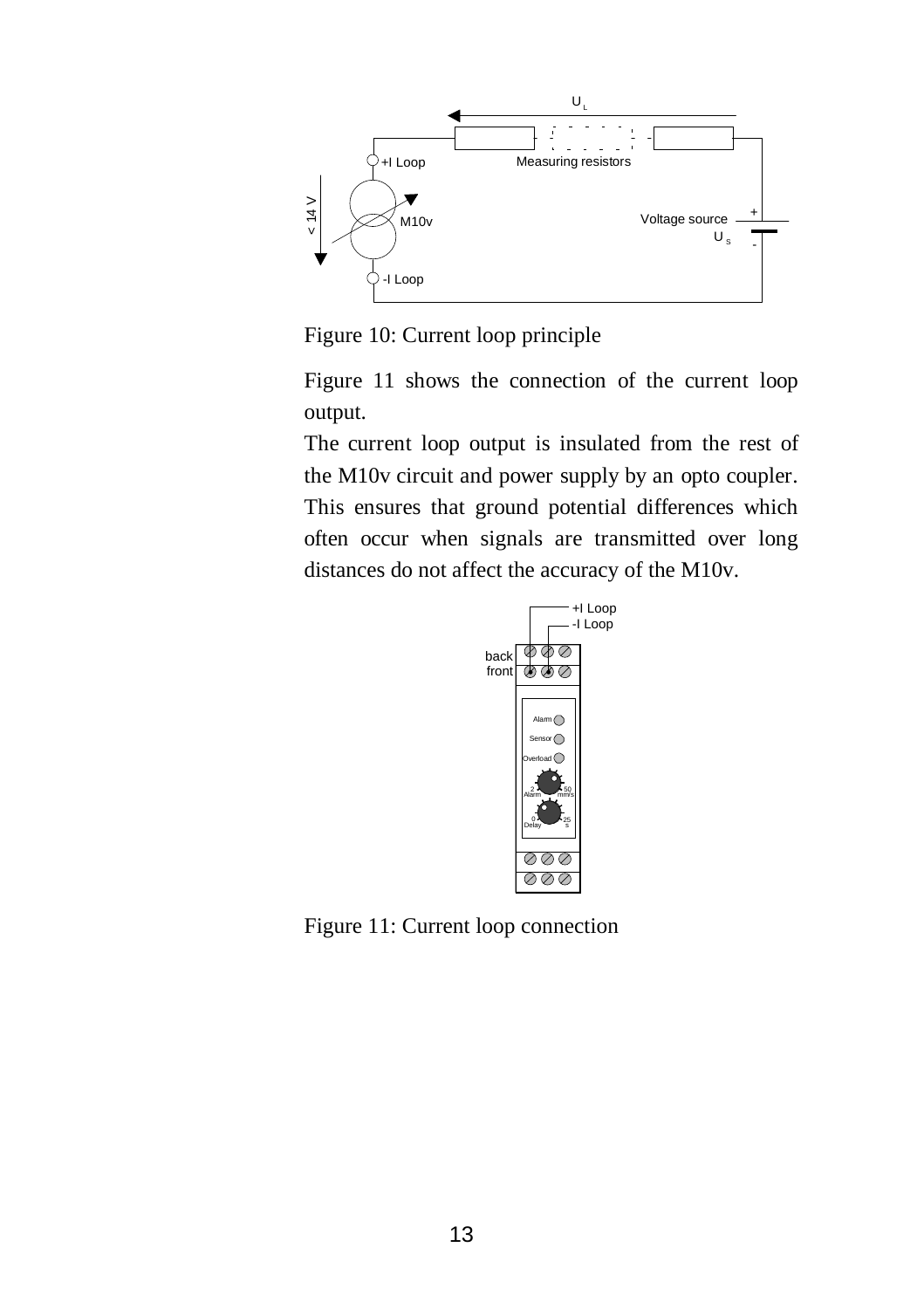Figure 10: Current loop principle

Figure 11 shows the connection of the current loop output.

The current loop output is insulated from the rest of the M10v circuit and power supply by an opto coupler. This ensures that ground potential differences which often occur when signals are transmitted over long distances do not affect the accuracy of the M10v.

Figure 11: Current loop connection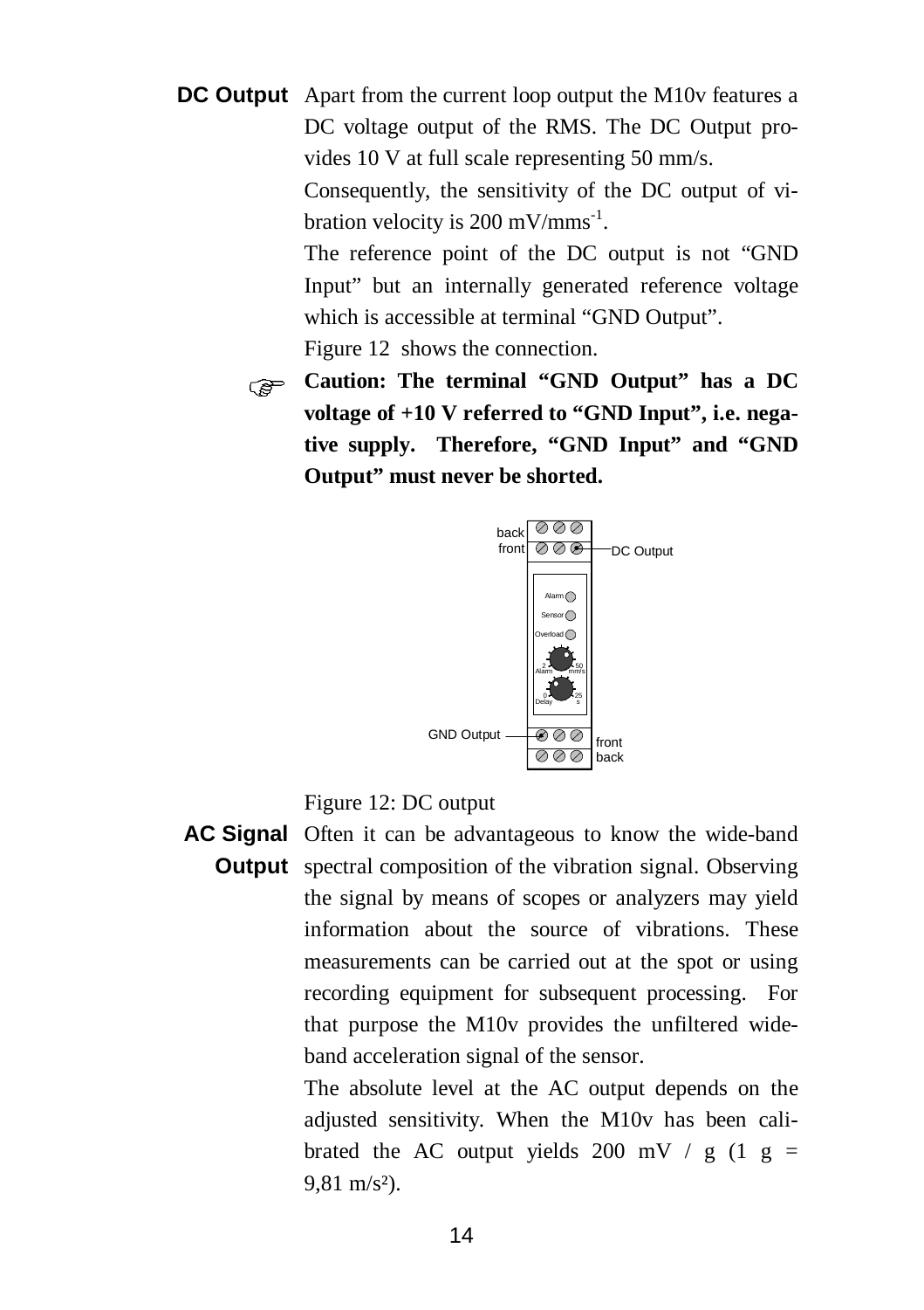**DC Output** Apart from the current loop output the M10v features a DC voltage output of the RMS. The DC Output provides 10 V at full scale representing 50 mm/s.

Consequently, the sensitivity of the DC output of vibration velocity is 200 mV/mms$^{-1}$.

The reference point of the DC output is not "GND Input" but an internally generated reference voltage which is accessible at terminal "GND Output".

Figure 12 shows the connection.

☞ **Caution: The terminal "GND Output" has a DC voltage of +10 V referred to "GND Input", i.e. negative supply. Therefore, "GND Input" and "GND Output" must never be shorted.**

back
front
DC Output
Alarm
Sensor
Overload
2
Alarm
50
mm/s
0
Delay
25
s
GND Output
front
back

Figure 12: DC output

**AC Signal Output** Often it can be advantageous to know the wide-band spectral composition of the vibration signal. Observing the signal by means of scopes or analyzers may yield information about the source of vibrations. These measurements can be carried out at the spot or using recording equipment for subsequent processing. For that purpose the M10v provides the unfiltered wide-band acceleration signal of the sensor.

The absolute level at the AC output depends on the adjusted sensitivity. When the M10v has been calibrated the AC output yields 200 mV / g (1 g = 9,81 m/s²).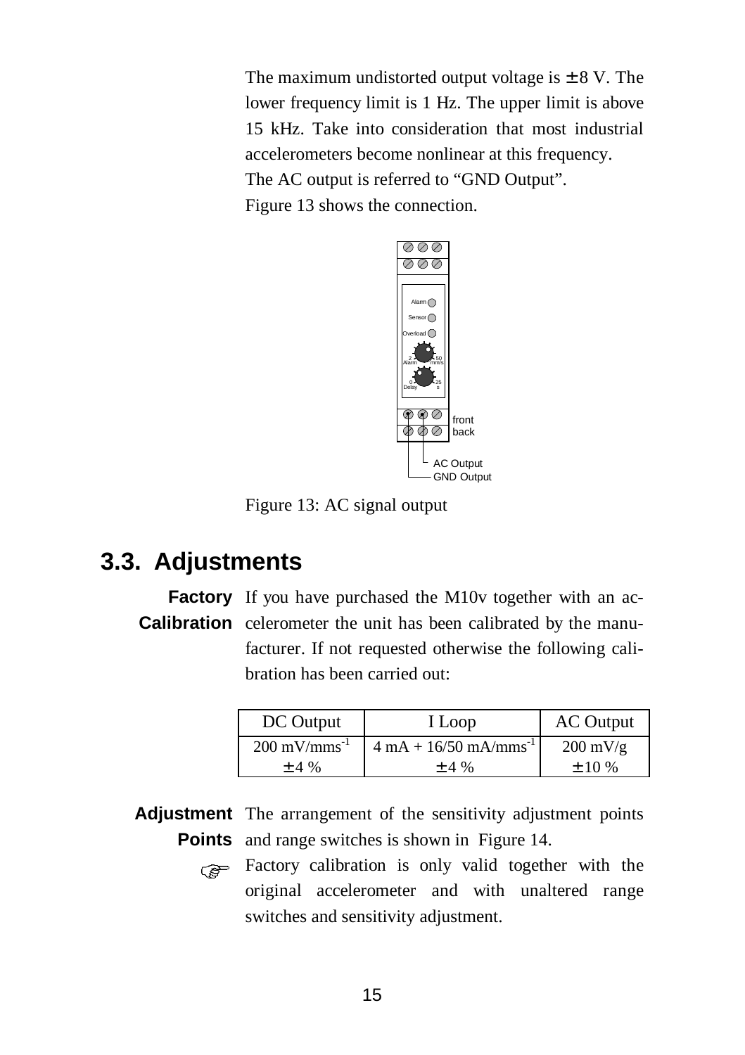The maximum undistorted output voltage is ± 8 V. The lower frequency limit is 1 Hz. The upper limit is above 15 kHz. Take into consideration that most industrial accelerometers become nonlinear at this frequency.
The AC output is referred to “GND Output”.
Figure 13 shows the connection.

Alarm
Sensor
Overload
2 Alarm 50 mm/s
0 Delay 25 s
front
back
AC Output
GND Output

Figure 13: AC signal output

## 3.3. Adjustments

**Factory Calibration** If you have purchased the M10v together with an accelerometer the unit has been calibrated by the manufacturer. If not requested otherwise the following calibration has been carried out:

| DC Output | I Loop | AC Output |
|---|---|---|
| 200 $mV/mms^{-1}$ ± 4 % | 4 mA + 16/50 $mA/mms^{-1}$ ± 4 % | 200 mV/g ± 10 % |

**Adjustment Points** The arrangement of the sensitivity adjustment points and range switches is shown in Figure 14.

☞ Factory calibration is only valid together with the original accelerometer and with unaltered range switches and sensitivity adjustment.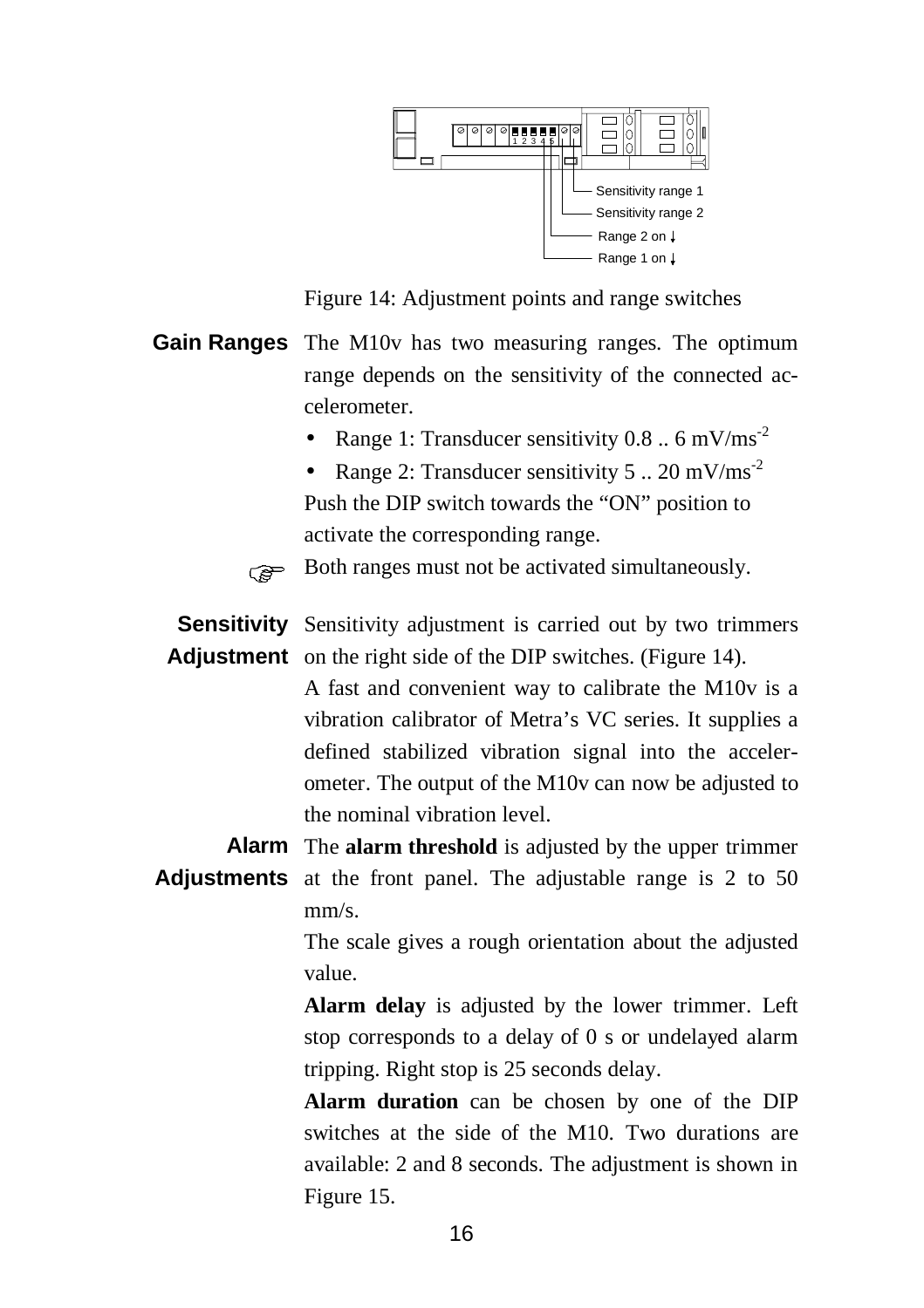Sensitivity range 1

Sensitivity range 2

Range 2 on ↓

Range 1 on ↓

Figure 14: Adjustment points and range switches

**Gain Ranges** The M10v has two measuring ranges. The optimum range depends on the sensitivity of the connected accelerometer.

- Range 1: Transducer sensitivity 0.8 .. 6 $mV/ms^{-2}$
- Range 2: Transducer sensitivity 5 .. 20 $mV/ms^{-2}$

Push the DIP switch towards the “ON” position to activate the corresponding range.

☞ Both ranges must not be activated simultaneously.

**Sensitivity Adjustment** Sensitivity adjustment is carried out by two trimmers on the right side of the DIP switches. (Figure 14).

A fast and convenient way to calibrate the M10v is a vibration calibrator of Metra’s VC series. It supplies a defined stabilized vibration signal into the accelerometer. The output of the M10v can now be adjusted to the nominal vibration level.

**Alarm Adjustments** The **alarm threshold** is adjusted by the upper trimmer at the front panel. The adjustable range is 2 to 50 mm/s.

The scale gives a rough orientation about the adjusted value.

**Alarm delay** is adjusted by the lower trimmer. Left stop corresponds to a delay of 0 s or undelayed alarm tripping. Right stop is 25 seconds delay.

**Alarm duration** can be chosen by one of the DIP switches at the side of the M10. Two durations are available: 2 and 8 seconds. The adjustment is shown in Figure 15.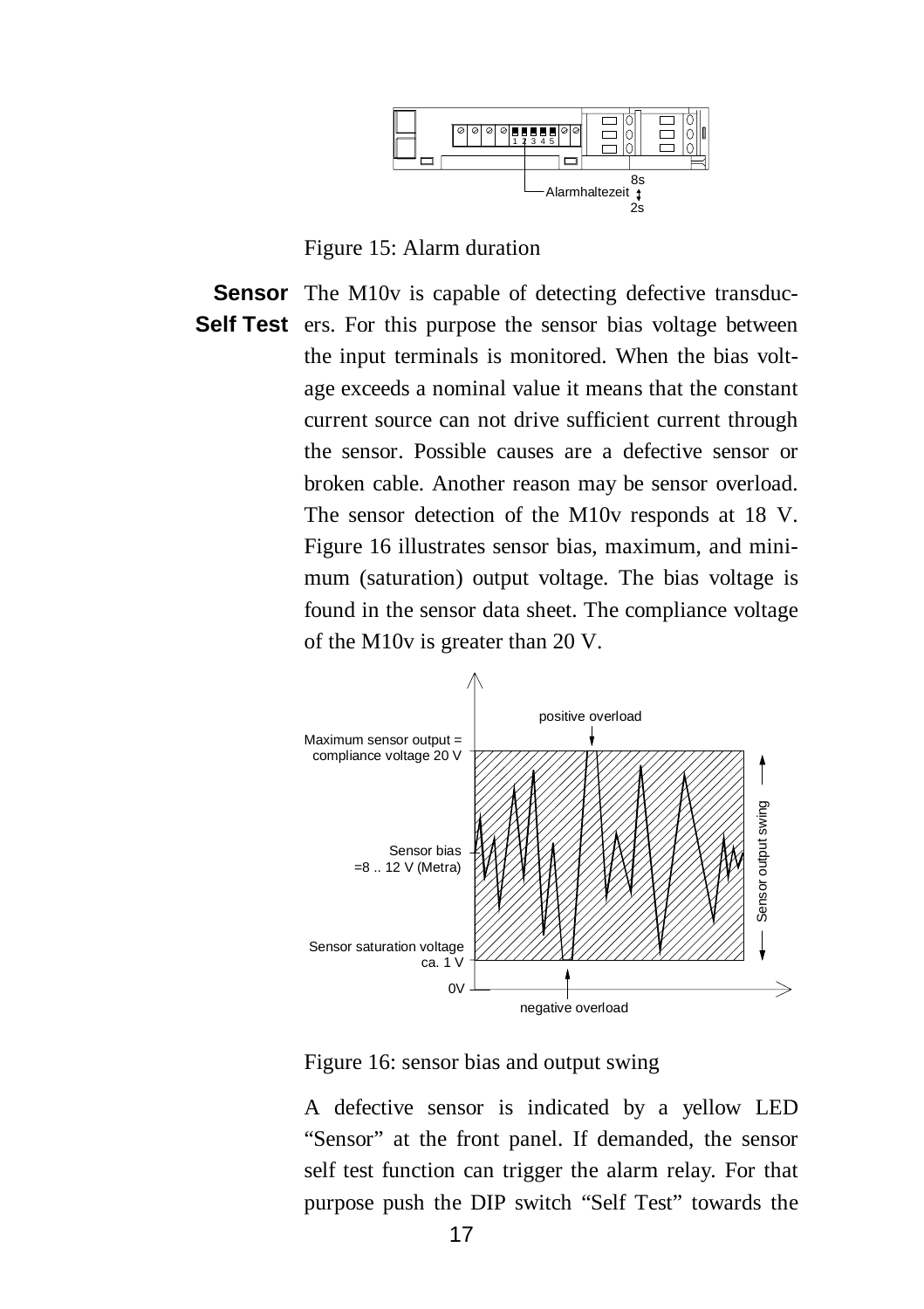1 2 3 4 5

8s

Alarmhaltezeit

2s

Figure 15: Alarm duration

**Sensor Self Test** The M10v is capable of detecting defective transducers. For this purpose the sensor bias voltage between the input terminals is monitored. When the bias voltage exceeds a nominal value it means that the constant current source can not drive sufficient current through the sensor. Possible causes are a defective sensor or broken cable. Another reason may be sensor overload. The sensor detection of the M10v responds at 18 V. Figure 16 illustrates sensor bias, maximum, and minimum (saturation) output voltage. The bias voltage is found in the sensor data sheet. The compliance voltage of the M10v is greater than 20 V.

positive overload

Maximum sensor output = compliance voltage 20 V

Sensor bias =8 .. 12 V (Metra)

Sensor saturation voltage ca. 1 V

0V

Sensor output swing

negative overload

Figure 16: sensor bias and output swing

A defective sensor is indicated by a yellow LED "Sensor" at the front panel. If demanded, the sensor self test function can trigger the alarm relay. For that purpose push the DIP switch "Self Test" towards the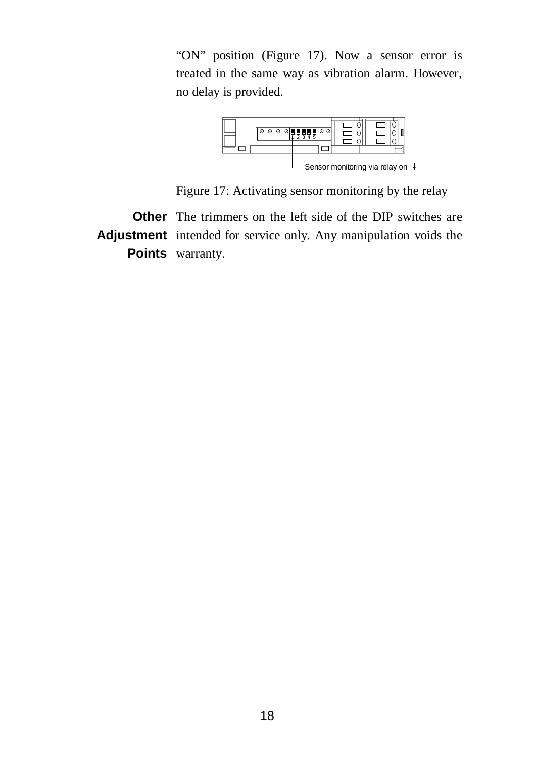"ON" position (Figure 17). Now a sensor error is treated in the same way as vibration alarm. However, no delay is provided.

1 2 3 4 5

Sensor monitoring via relay on ↓

Figure 17: Activating sensor monitoring by the relay

**Other Adjustment Points** The trimmers on the left side of the DIP switches are intended for service only. Any manipulation voids the warranty.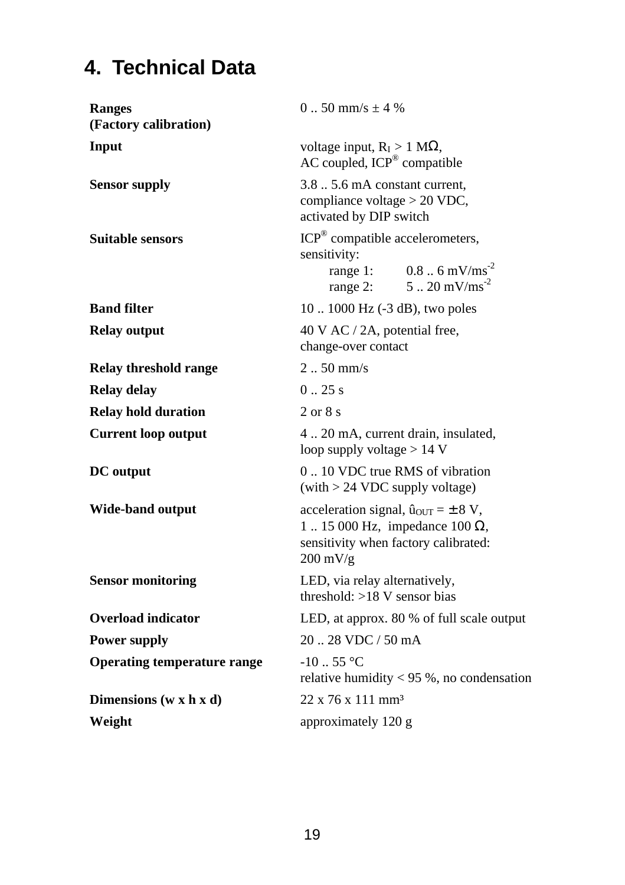# 4. Technical Data

| | |
|---|---|
| **Ranges (Factory calibration)** | 0 .. 50 mm/s ± 4 % |
| **Input** | voltage input, $R_I$ > 1 MΩ, AC coupled, ICP® compatible |
| **Sensor supply** | 3.8 .. 5.6 mA constant current, compliance voltage > 20 VDC, activated by DIP switch |
| **Suitable sensors** | ICP® compatible accelerometers, sensitivity: range 1: 0.8 .. 6 $mV/ms^{-2}$; range 2: 5 .. 20 $mV/ms^{-2}$ |
| **Band filter** | 10 .. 1000 Hz (-3 dB), two poles |
| **Relay output** | 40 V AC / 2A, potential free, change-over contact |
| **Relay threshold range** | 2 .. 50 mm/s |
| **Relay delay** | 0 .. 25 s |
| **Relay hold duration** | 2 or 8 s |
| **Current loop output** | 4 .. 20 mA, current drain, insulated, loop supply voltage > 14 V |
| **DC output** | 0 .. 10 VDC true RMS of vibration (with > 24 VDC supply voltage) |
| **Wide-band output** | acceleration signal, $\hat{u}_{OUT} = \pm 8$ V, 1 .. 15 000 Hz, impedance 100 Ω, sensitivity when factory calibrated: 200 mV/g |
| **Sensor monitoring** | LED, via relay alternatively, threshold: >18 V sensor bias |
| **Overload indicator** | LED, at approx. 80 % of full scale output |
| **Power supply** | 20 .. 28 VDC / 50 mA |
| **Operating temperature range** | -10 .. 55 °C relative humidity < 95 %, no condensation |
| **Dimensions (w x h x d)** | 22 x 76 x 111 mm³ |
| **Weight** | approximately 120 g |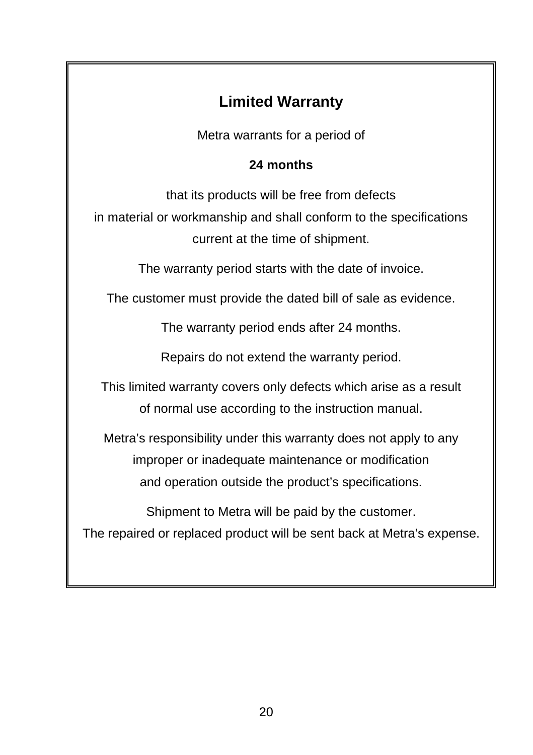## Limited Warranty

Metra warrants for a period of

**24 months**

that its products will be free from defects
in material or workmanship and shall conform to the specifications
current at the time of shipment.

The warranty period starts with the date of invoice.

The customer must provide the dated bill of sale as evidence.

The warranty period ends after 24 months.

Repairs do not extend the warranty period.

This limited warranty covers only defects which arise as a result
of normal use according to the instruction manual.

Metra's responsibility under this warranty does not apply to any
improper or inadequate maintenance or modification
and operation outside the product's specifications.

Shipment to Metra will be paid by the customer.
The repaired or replaced product will be sent back at Metra's expense.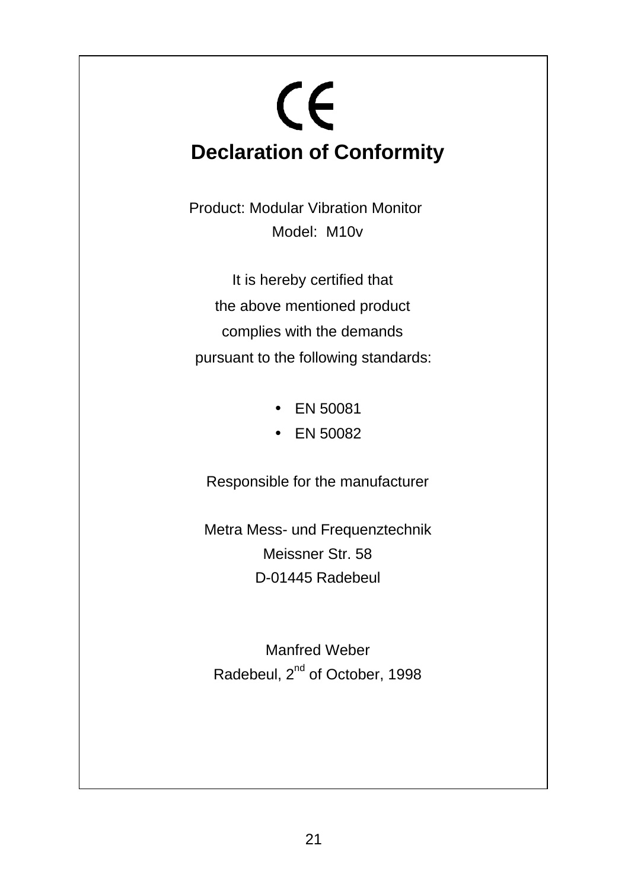CE

# Declaration of Conformity

Product: Modular Vibration Monitor
Model: M10v

It is hereby certified that
the above mentioned product
complies with the demands
pursuant to the following standards:

- EN 50081
- EN 50082

Responsible for the manufacturer

Metra Mess- und Frequenztechnik
Meissner Str. 58
D-01445 Radebeul

Manfred Weber
Radebeul, 2nd of October, 1998